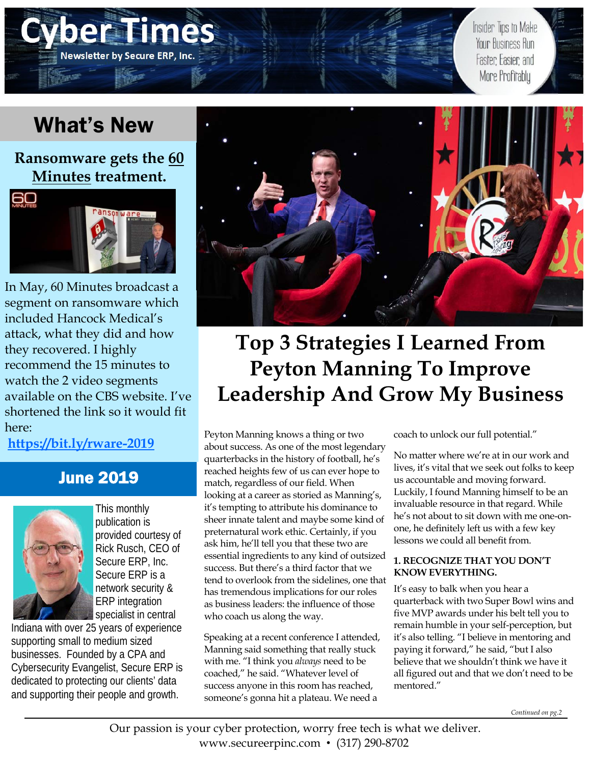# Cyber Times

Newsletter by Secure ERP, Inc.

Insider Tips to Make Your Business Run Faster, Easier, and More Profitably

## What's New

### Ransomware gets the 60 Minutes treatment.

In May, 60 Minutes broadcast a segment on ransomware which included Hancock Medical's attack, what they did and how they recovered. I highly recommend the 15 minutes to watch the 2 video segments available on the CBS website. I've shortened the link so it would fit here:

**https://bit.ly/rware-2019**

## June 2019

This monthly publication is provided courtesy of Rick Rusch, CEO of Secure ERP, Inc. Secure ERP is a network security & ERP integration specialist in central Indiana with over 25 years of experience supporting small to medium sized businesses. Founded by a CPA and Cybersecurity Evangelist, Secure ERP is dedicated to protecting our clients' data and supporting their people and growth.

# Top 3 Strategies I Learned From Peyton Manning To Improve Leadership And Grow My Business

Peyton Manning knows a thing or two about success. As one of the most legendary quarterbacks in the history of football, he's reached heights few of us can ever hope to match, regardless of our field. When looking at a career as storied as Manning's, it's tempting to attribute his dominance to sheer innate talent and maybe some kind of preternatural work ethic. Certainly, if you ask him, he'll tell you that these two are essential ingredients to any kind of outsized success. But there's a third factor that we tend to overlook from the sidelines, one that has tremendous implications for our roles as business leaders: the influence of those who coach us along the way.

Speaking at a recent conference I attended, Manning said something that really stuck with me. "I think you *always* need to be coached," he said. "Whatever level of success anyone in this room has reached, someone's gonna hit a plateau. We need a coach to unlock our full potential."

No matter where we're at in our work and lives, it's vital that we seek out folks to keep us accountable and moving forward. Luckily, I found Manning himself to be an invaluable resource in that regard. While he's not about to sit down with me one-on-one, he definitely left us with a few key lessons we could all benefit from.

**1. RECOGNIZE THAT YOU DON'T KNOW EVERYTHING.**

It's easy to balk when you hear a quarterback with two Super Bowl wins and five MVP awards under his belt tell you to remain humble in your self-perception, but it's also telling. "I believe in mentoring and paying it forward," he said, "but I also believe that we shouldn't think we have it all figured out and that we don't need to be mentored."

*Continued on pg.2*

Our passion is your cyber protection, worry free tech is what we deliver.
www.secureerpinc.com • (317) 290-8702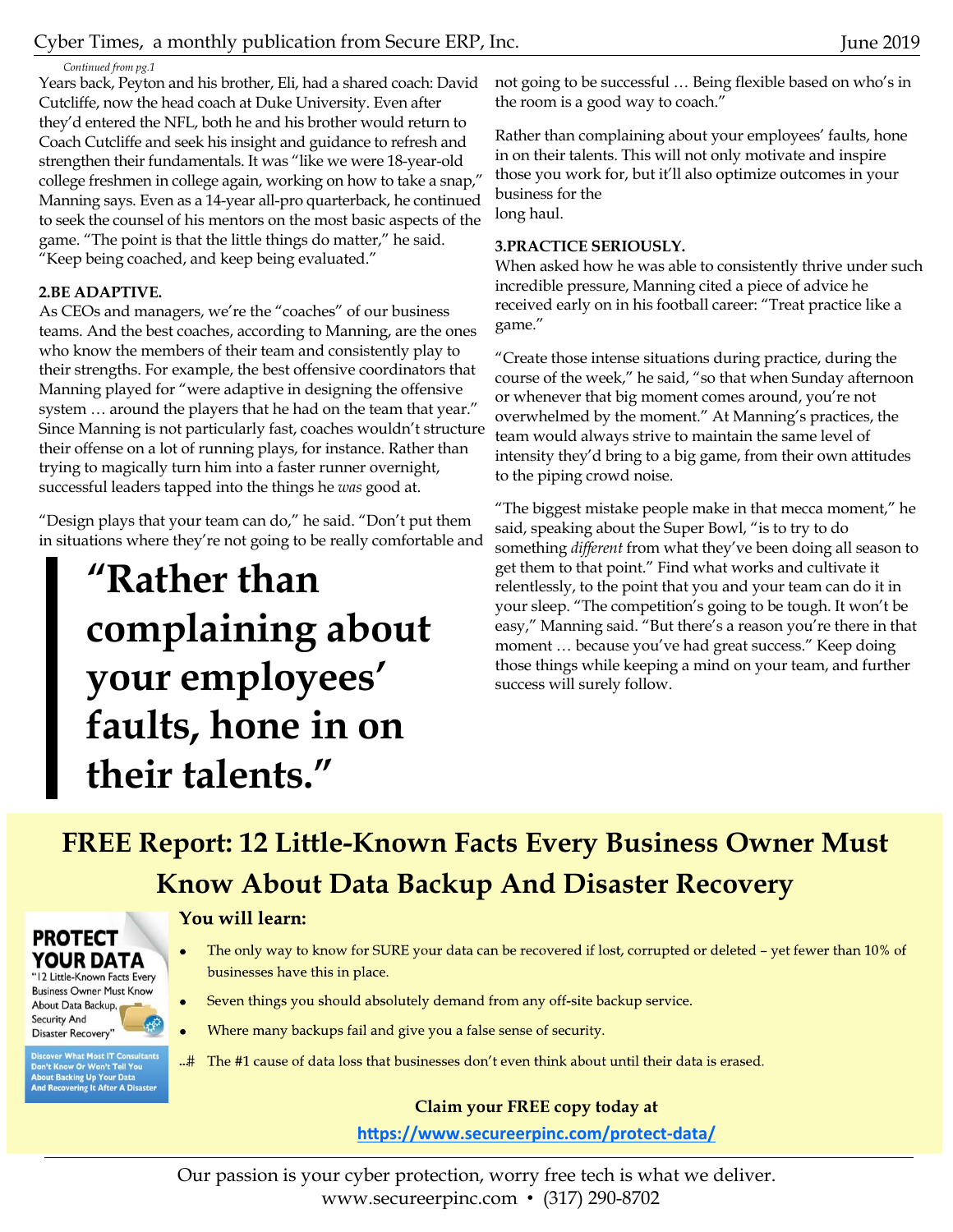*Continued from pg.1*

Years back, Peyton and his brother, Eli, had a shared coach: David Cutcliffe, now the head coach at Duke University. Even after they'd entered the NFL, both he and his brother would return to Coach Cutcliffe and seek his insight and guidance to refresh and strengthen their fundamentals. It was "like we were 18-year-old college freshmen in college again, working on how to take a snap," Manning says. Even as a 14-year all-pro quarterback, he continued to seek the counsel of his mentors on the most basic aspects of the game. "The point is that the little things do matter," he said. "Keep being coached, and keep being evaluated."

**2.BE ADAPTIVE.**

As CEOs and managers, we're the "coaches" of our business teams. And the best coaches, according to Manning, are the ones who know the members of their team and consistently play to their strengths. For example, the best offensive coordinators that Manning played for "were adaptive in designing the offensive system … around the players that he had on the team that year." Since Manning is not particularly fast, coaches wouldn't structure their offense on a lot of running plays, for instance. Rather than trying to magically turn him into a faster runner overnight, successful leaders tapped into the things he *was* good at.

"Design plays that your team can do," he said. "Don't put them in situations where they're not going to be really comfortable and not going to be successful … Being flexible based on who's in the room is a good way to coach."

> **"Rather than complaining about your employees' faults, hone in on their talents."**

Rather than complaining about your employees' faults, hone in on their talents. This will not only motivate and inspire those you work for, but it'll also optimize outcomes in your business for the long haul.

**3.PRACTICE SERIOUSLY.**

When asked how he was able to consistently thrive under such incredible pressure, Manning cited a piece of advice he received early on in his football career: "Treat practice like a game."

"Create those intense situations during practice, during the course of the week," he said, "so that when Sunday afternoon or whenever that big moment comes around, you're not overwhelmed by the moment." At Manning's practices, the team would always strive to maintain the same level of intensity they'd bring to a big game, from their own attitudes to the piping crowd noise.

"The biggest mistake people make in that mecca moment," he said, speaking about the Super Bowl, "is to try to do something *different* from what they've been doing all season to get them to that point." Find what works and cultivate it relentlessly, to the point that you and your team can do it in your sleep. "The competition's going to be tough. It won't be easy," Manning said. "But there's a reason you're there in that moment … because you've had great success." Keep doing those things while keeping a mind on your team, and further success will surely follow.

## FREE Report: 12 Little-Known Facts Every Business Owner Must Know About Data Backup And Disaster Recovery

PROTECT YOUR DATA
"12 Little-Known Facts Every Business Owner Must Know About Data Backup, Security And Disaster Recovery"

Discover What Most IT Consultants Don't Know Or Won't Tell You About Backing Up Your Data And Recovering It After A Disaster

**You will learn:**

- The only way to know for SURE your data can be recovered if lost, corrupted or deleted – yet fewer than 10% of businesses have this in place.
- Seven things you should absolutely demand from any off-site backup service.
- Where many backups fail and give you a false sense of security.
- The #1 cause of data loss that businesses don't even think about until their data is erased.

**Claim your FREE copy today at**

**https://www.secureerpinc.com/protect-data/**

Our passion is your cyber protection, worry free tech is what we deliver.
www.secureerpinc.com • (317) 290-8702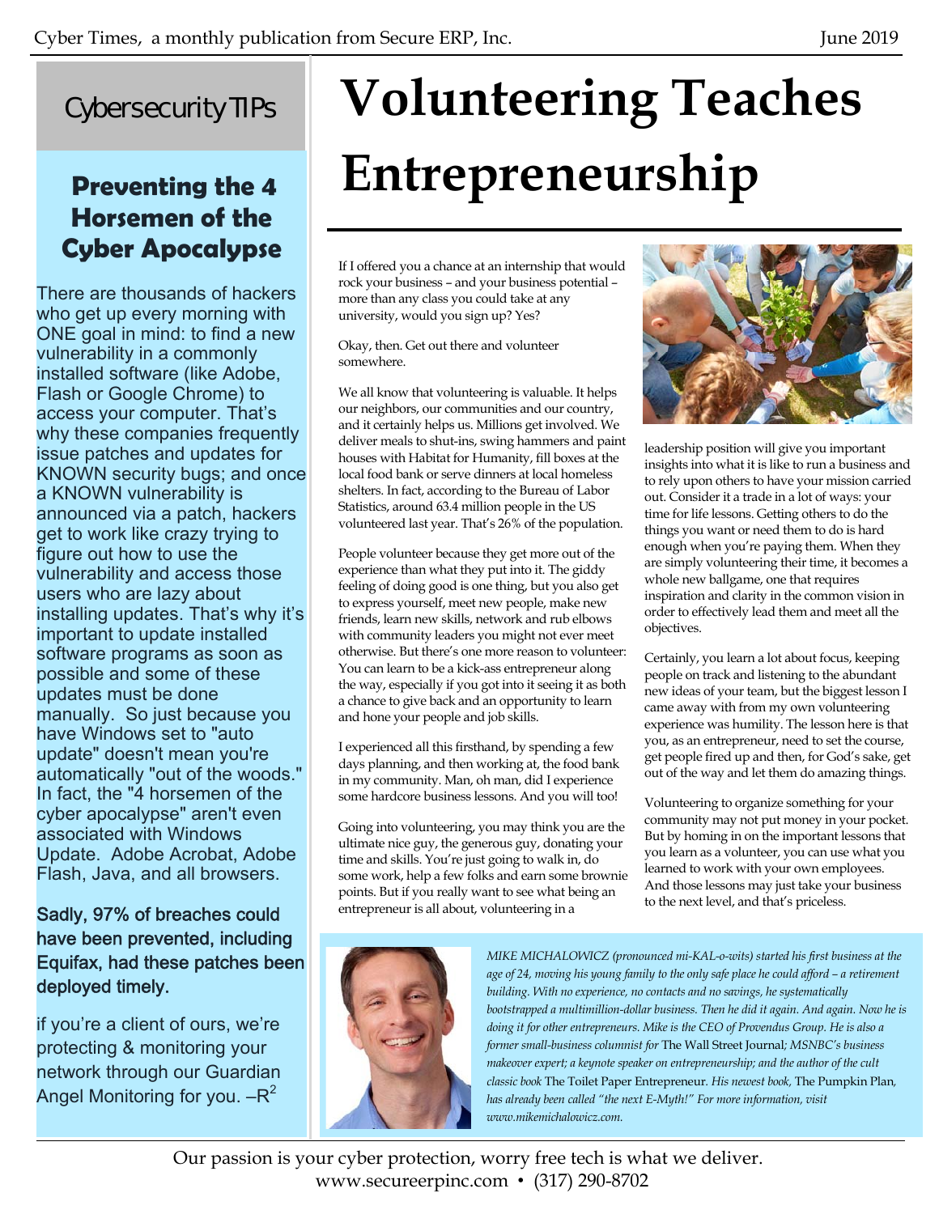## Cybersecurity TIPs

### Preventing the 4 Horsemen of the Cyber Apocalypse

There are thousands of hackers who get up every morning with ONE goal in mind: to find a new vulnerability in a commonly installed software (like Adobe, Flash or Google Chrome) to access your computer. That's why these companies frequently issue patches and updates for KNOWN security bugs; and once a KNOWN vulnerability is announced via a patch, hackers get to work like crazy trying to figure out how to use the vulnerability and access those users who are lazy about installing updates. That's why it's important to update installed software programs as soon as possible and some of these updates must be done manually. So just because you have Windows set to "auto update" doesn't mean you're automatically "out of the woods." In fact, the "4 horsemen of the cyber apocalypse" aren't even associated with Windows Update. Adobe Acrobat, Adobe Flash, Java, and all browsers.

Sadly, 97% of breaches could have been prevented, including Equifax, had these patches been deployed timely.

if you're a client of ours, we're protecting & monitoring your network through our Guardian Angel Monitoring for you. –$R^2$

# Volunteering Teaches Entrepreneurship

If I offered you a chance at an internship that would rock your business – and your business potential – more than any class you could take at any university, would you sign up? Yes?

Okay, then. Get out there and volunteer somewhere.

We all know that volunteering is valuable. It helps our neighbors, our communities and our country, and it certainly helps us. Millions get involved. We deliver meals to shut-ins, swing hammers and paint houses with Habitat for Humanity, fill boxes at the local food bank or serve dinners at local homeless shelters. In fact, according to the Bureau of Labor Statistics, around 63.4 million people in the US volunteered last year. That's 26% of the population.

People volunteer because they get more out of the experience than what they put into it. The giddy feeling of doing good is one thing, but you also get to express yourself, meet new people, make new friends, learn new skills, network and rub elbows with community leaders you might not ever meet otherwise. But there's one more reason to volunteer: You can learn to be a kick-ass entrepreneur along the way, especially if you got into it seeing it as both a chance to give back and an opportunity to learn and hone your people and job skills.

I experienced all this firsthand, by spending a few days planning, and then working at, the food bank in my community. Man, oh man, did I experience some hardcore business lessons. And you will too!

Going into volunteering, you may think you are the ultimate nice guy, the generous guy, donating your time and skills. You're just going to walk in, do some work, help a few folks and earn some brownie points. But if you really want to see what being an entrepreneur is all about, volunteering in a leadership position will give you important insights into what it is like to run a business and to rely upon others to have your mission carried out. Consider it a trade in a lot of ways: your time for life lessons. Getting others to do the things you want or need them to do is hard enough when you're paying them. When they are simply volunteering their time, it becomes a whole new ballgame, one that requires inspiration and clarity in the common vision in order to effectively lead them and meet all the objectives.

Certainly, you learn a lot about focus, keeping people on track and listening to the abundant new ideas of your team, but the biggest lesson I came away with from my own volunteering experience was humility. The lesson here is that you, as an entrepreneur, need to set the course, get people fired up and then, for God's sake, get out of the way and let them do amazing things.

Volunteering to organize something for your community may not put money in your pocket. But by homing in on the important lessons that you learn as a volunteer, you can use what you learned to work with your own employees. And those lessons may just take your business to the next level, and that's priceless.

*MIKE MICHALOWICZ (pronounced mi-KAL-o-wits) started his first business at the age of 24, moving his young family to the only safe place he could afford – a retirement building. With no experience, no contacts and no savings, he systematically bootstrapped a multimillion-dollar business. Then he did it again. And again. Now he is doing it for other entrepreneurs. Mike is the CEO of Provendus Group. He is also a former small-business columnist for* The Wall Street Journal*; MSNBC's business makeover expert; a keynote speaker on entrepreneurship; and the author of the cult classic book* The Toilet Paper Entrepreneur*. His newest book,* The Pumpkin Plan*, has already been called "the next E-Myth!" For more information, visit www.mikemichalowicz.com.*

Our passion is your cyber protection, worry free tech is what we deliver.
www.secureerpinc.com • (317) 290-8702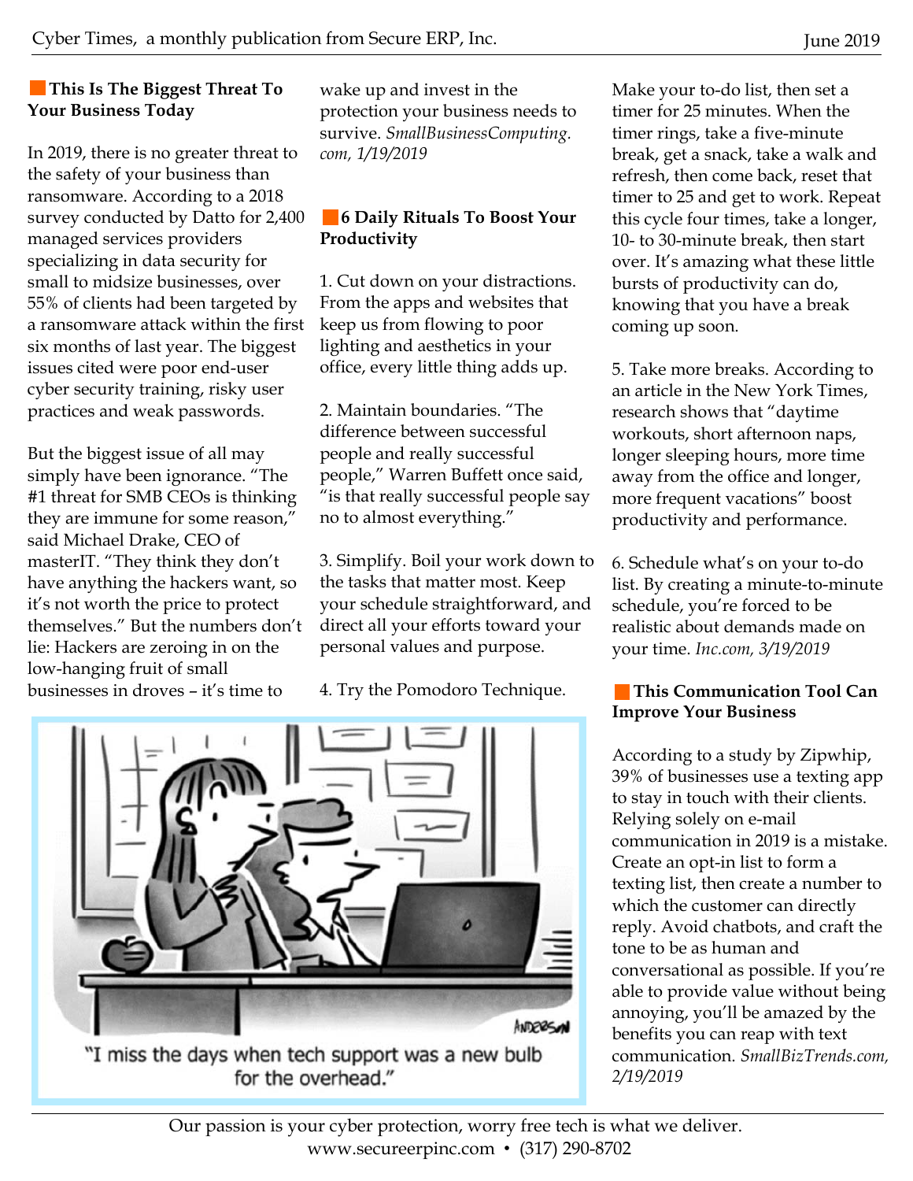## This Is The Biggest Threat To Your Business Today

In 2019, there is no greater threat to the safety of your business than ransomware. According to a 2018 survey conducted by Datto for 2,400 managed services providers specializing in data security for small to midsize businesses, over 55% of clients had been targeted by a ransomware attack within the first six months of last year. The biggest issues cited were poor end-user cyber security training, risky user practices and weak passwords.

But the biggest issue of all may simply have been ignorance. "The #1 threat for SMB CEOs is thinking they are immune for some reason," said Michael Drake, CEO of masterIT. "They think they don't have anything the hackers want, so it's not worth the price to protect themselves." But the numbers don't lie: Hackers are zeroing in on the low-hanging fruit of small businesses in droves – it's time to wake up and invest in the protection your business needs to survive. *SmallBusinessComputing.com, 1/19/2019*

## 6 Daily Rituals To Boost Your Productivity

1. Cut down on your distractions. From the apps and websites that keep us from flowing to poor lighting and aesthetics in your office, every little thing adds up.

2. Maintain boundaries. "The difference between successful people and really successful people," Warren Buffett once said, "is that really successful people say no to almost everything."

3. Simplify. Boil your work down to the tasks that matter most. Keep your schedule straightforward, and direct all your efforts toward your personal values and purpose.

4. Try the Pomodoro Technique. Make your to-do list, then set a timer for 25 minutes. When the timer rings, take a five-minute break, get a snack, take a walk and refresh, then come back, reset that timer to 25 and get to work. Repeat this cycle four times, take a longer, 10- to 30-minute break, then start over. It's amazing what these little bursts of productivity can do, knowing that you have a break coming up soon.

5. Take more breaks. According to an article in the New York Times, research shows that "daytime workouts, short afternoon naps, longer sleeping hours, more time away from the office and longer, more frequent vacations" boost productivity and performance.

6. Schedule what's on your to-do list. By creating a minute-to-minute schedule, you're forced to be realistic about demands made on your time. *Inc.com, 3/19/2019*

"I miss the days when tech support was a new bulb for the overhead."

## This Communication Tool Can Improve Your Business

According to a study by Zipwhip, 39% of businesses use a texting app to stay in touch with their clients. Relying solely on e-mail communication in 2019 is a mistake. Create an opt-in list to form a texting list, then create a number to which the customer can directly reply. Avoid chatbots, and craft the tone to be as human and conversational as possible. If you're able to provide value without being annoying, you'll be amazed by the benefits you can reap with text communication. *SmallBizTrends.com, 2/19/2019*

Our passion is your cyber protection, worry free tech is what we deliver.
www.secureerpinc.com • (317) 290-8702